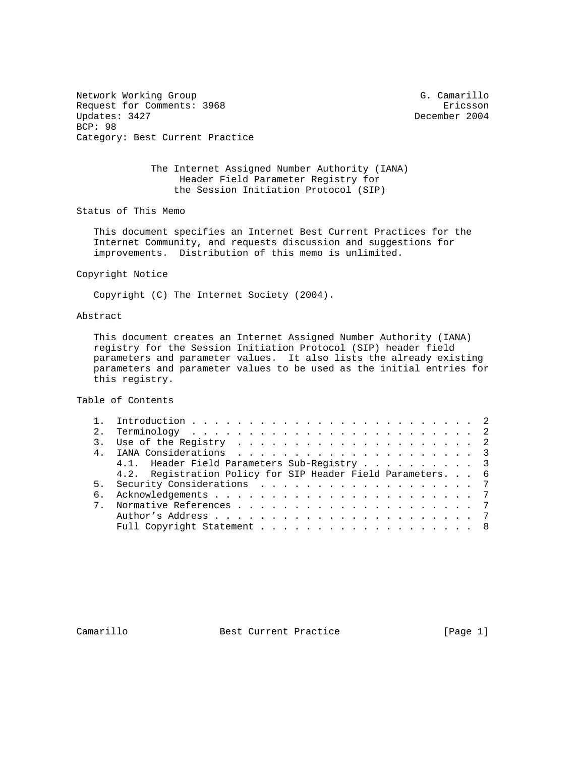Network Working Group G. Camarillo
Request for Comments: 3968 Ericsson
Updates: 3427 December 2004
BCP: 98
Category: Best Current Practice

# The Internet Assigned Number Authority (IANA) Header Field Parameter Registry for the Session Initiation Protocol (SIP)

## Status of This Memo

This document specifies an Internet Best Current Practices for the Internet Community, and requests discussion and suggestions for improvements. Distribution of this memo is unlimited.

## Copyright Notice

Copyright (C) The Internet Society (2004).

## Abstract

This document creates an Internet Assigned Number Authority (IANA) registry for the Session Initiation Protocol (SIP) header field parameters and parameter values. It also lists the already existing parameters and parameter values to be used as the initial entries for this registry.

## Table of Contents

1. Introduction . . . . . . . . . . . . . . . . . . . . . . . . . 2
2. Terminology . . . . . . . . . . . . . . . . . . . . . . . . . 2
3. Use of the Registry . . . . . . . . . . . . . . . . . . . . . 2
4. IANA Considerations . . . . . . . . . . . . . . . . . . . . . 3
   4.1. Header Field Parameters Sub-Registry . . . . . . . . . . 3
   4.2. Registration Policy for SIP Header Field Parameters. . . 6
5. Security Considerations . . . . . . . . . . . . . . . . . . . 7
6. Acknowledgements . . . . . . . . . . . . . . . . . . . . . . . 7
7. Normative References . . . . . . . . . . . . . . . . . . . . . 7
   Author's Address . . . . . . . . . . . . . . . . . . . . . . . 7
   Full Copyright Statement . . . . . . . . . . . . . . . . . . . 8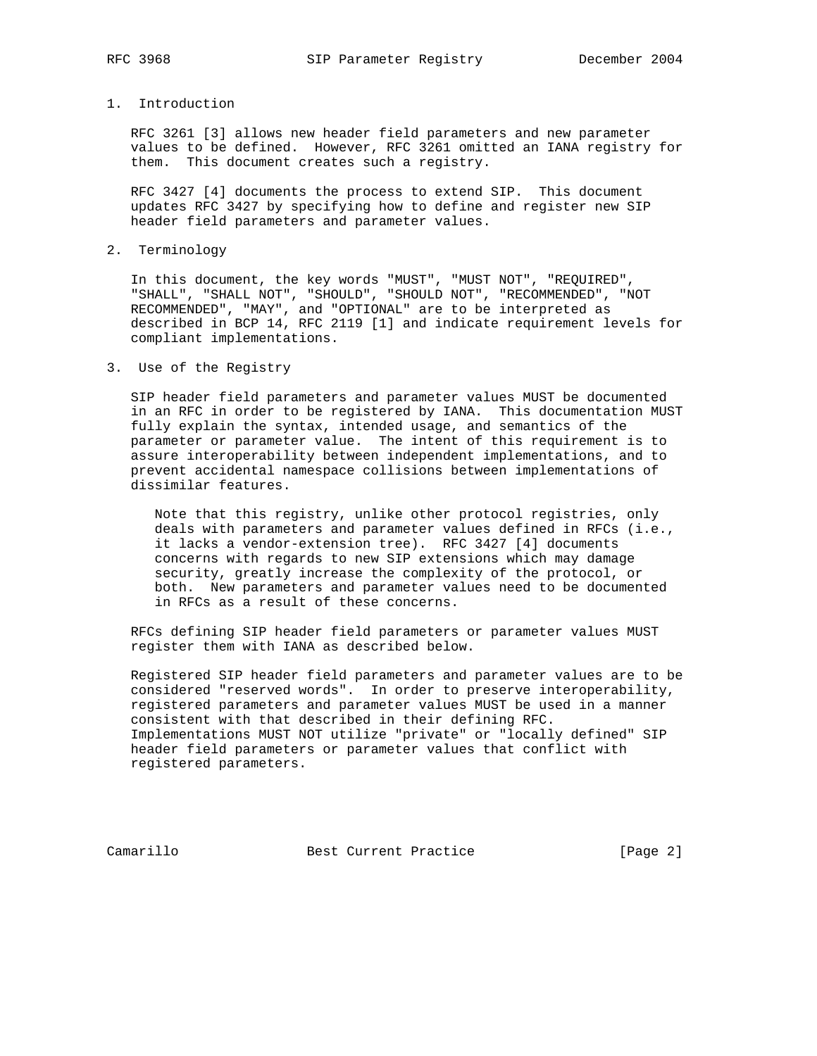## 1. Introduction

RFC 3261 [3] allows new header field parameters and new parameter values to be defined. However, RFC 3261 omitted an IANA registry for them. This document creates such a registry.

RFC 3427 [4] documents the process to extend SIP. This document updates RFC 3427 by specifying how to define and register new SIP header field parameters and parameter values.

## 2. Terminology

In this document, the key words "MUST", "MUST NOT", "REQUIRED", "SHALL", "SHALL NOT", "SHOULD", "SHOULD NOT", "RECOMMENDED", "NOT RECOMMENDED", "MAY", and "OPTIONAL" are to be interpreted as described in BCP 14, RFC 2119 [1] and indicate requirement levels for compliant implementations.

## 3. Use of the Registry

SIP header field parameters and parameter values MUST be documented in an RFC in order to be registered by IANA. This documentation MUST fully explain the syntax, intended usage, and semantics of the parameter or parameter value. The intent of this requirement is to assure interoperability between independent implementations, and to prevent accidental namespace collisions between implementations of dissimilar features.

> Note that this registry, unlike other protocol registries, only deals with parameters and parameter values defined in RFCs (i.e., it lacks a vendor-extension tree). RFC 3427 [4] documents concerns with regards to new SIP extensions which may damage security, greatly increase the complexity of the protocol, or both. New parameters and parameter values need to be documented in RFCs as a result of these concerns.

RFCs defining SIP header field parameters or parameter values MUST register them with IANA as described below.

Registered SIP header field parameters and parameter values are to be considered "reserved words". In order to preserve interoperability, registered parameters and parameter values MUST be used in a manner consistent with that described in their defining RFC. Implementations MUST NOT utilize "private" or "locally defined" SIP header field parameters or parameter values that conflict with registered parameters.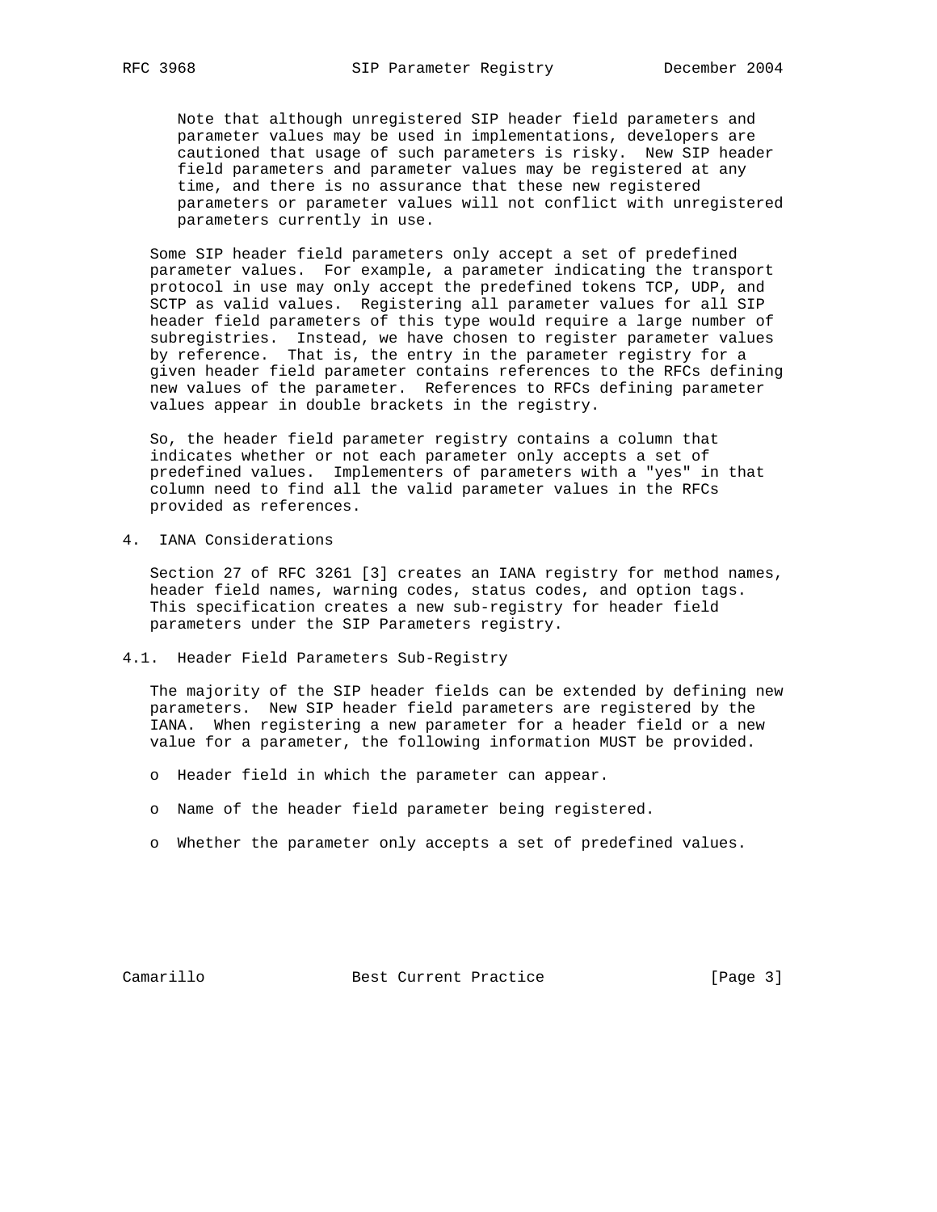Note that although unregistered SIP header field parameters and parameter values may be used in implementations, developers are cautioned that usage of such parameters is risky. New SIP header field parameters and parameter values may be registered at any time, and there is no assurance that these new registered parameters or parameter values will not conflict with unregistered parameters currently in use.

Some SIP header field parameters only accept a set of predefined parameter values. For example, a parameter indicating the transport protocol in use may only accept the predefined tokens TCP, UDP, and SCTP as valid values. Registering all parameter values for all SIP header field parameters of this type would require a large number of subregistries. Instead, we have chosen to register parameter values by reference. That is, the entry in the parameter registry for a given header field parameter contains references to the RFCs defining new values of the parameter. References to RFCs defining parameter values appear in double brackets in the registry.

So, the header field parameter registry contains a column that indicates whether or not each parameter only accepts a set of predefined values. Implementers of parameters with a "yes" in that column need to find all the valid parameter values in the RFCs provided as references.

## 4. IANA Considerations

Section 27 of RFC 3261 [3] creates an IANA registry for method names, header field names, warning codes, status codes, and option tags. This specification creates a new sub-registry for header field parameters under the SIP Parameters registry.

### 4.1. Header Field Parameters Sub-Registry

The majority of the SIP header fields can be extended by defining new parameters. New SIP header field parameters are registered by the IANA. When registering a new parameter for a header field or a new value for a parameter, the following information MUST be provided.

- Header field in which the parameter can appear.
- Name of the header field parameter being registered.
- Whether the parameter only accepts a set of predefined values.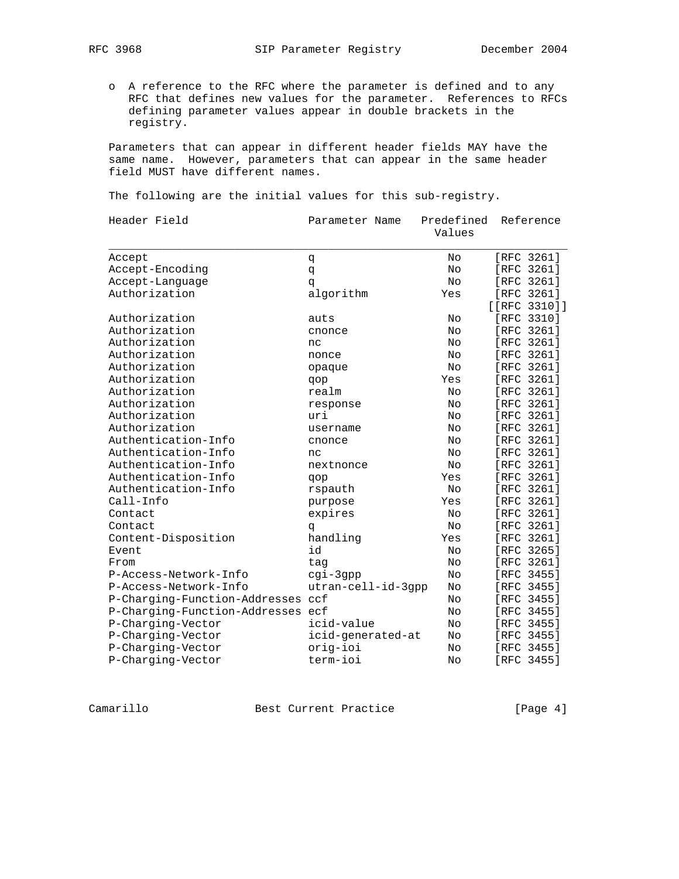- A reference to the RFC where the parameter is defined and to any RFC that defines new values for the parameter. References to RFCs defining parameter values appear in double brackets in the registry.

Parameters that can appear in different header fields MAY have the same name. However, parameters that can appear in the same header field MUST have different names.

The following are the initial values for this sub-registry.

| Header Field | Parameter Name | Predefined Values | Reference |
|---|---|---|---|
| Accept | q | No | [RFC 3261] |
| Accept-Encoding | q | No | [RFC 3261] |
| Accept-Language | q | No | [RFC 3261] |
| Authorization | algorithm | Yes | [RFC 3261] [[RFC 3310]] |
| Authorization | auts | No | [RFC 3310] |
| Authorization | cnonce | No | [RFC 3261] |
| Authorization | nc | No | [RFC 3261] |
| Authorization | nonce | No | [RFC 3261] |
| Authorization | opaque | No | [RFC 3261] |
| Authorization | qop | Yes | [RFC 3261] |
| Authorization | realm | No | [RFC 3261] |
| Authorization | response | No | [RFC 3261] |
| Authorization | uri | No | [RFC 3261] |
| Authorization | username | No | [RFC 3261] |
| Authentication-Info | cnonce | No | [RFC 3261] |
| Authentication-Info | nc | No | [RFC 3261] |
| Authentication-Info | nextnonce | No | [RFC 3261] |
| Authentication-Info | qop | Yes | [RFC 3261] |
| Authentication-Info | rspauth | No | [RFC 3261] |
| Call-Info | purpose | Yes | [RFC 3261] |
| Contact | expires | No | [RFC 3261] |
| Contact | q | No | [RFC 3261] |
| Content-Disposition | handling | Yes | [RFC 3261] |
| Event | id | No | [RFC 3265] |
| From | tag | No | [RFC 3261] |
| P-Access-Network-Info | cgi-3gpp | No | [RFC 3455] |
| P-Access-Network-Info | utran-cell-id-3gpp | No | [RFC 3455] |
| P-Charging-Function-Addresses | ccf | No | [RFC 3455] |
| P-Charging-Function-Addresses | ecf | No | [RFC 3455] |
| P-Charging-Vector | icid-value | No | [RFC 3455] |
| P-Charging-Vector | icid-generated-at | No | [RFC 3455] |
| P-Charging-Vector | orig-ioi | No | [RFC 3455] |
| P-Charging-Vector | term-ioi | No | [RFC 3455] |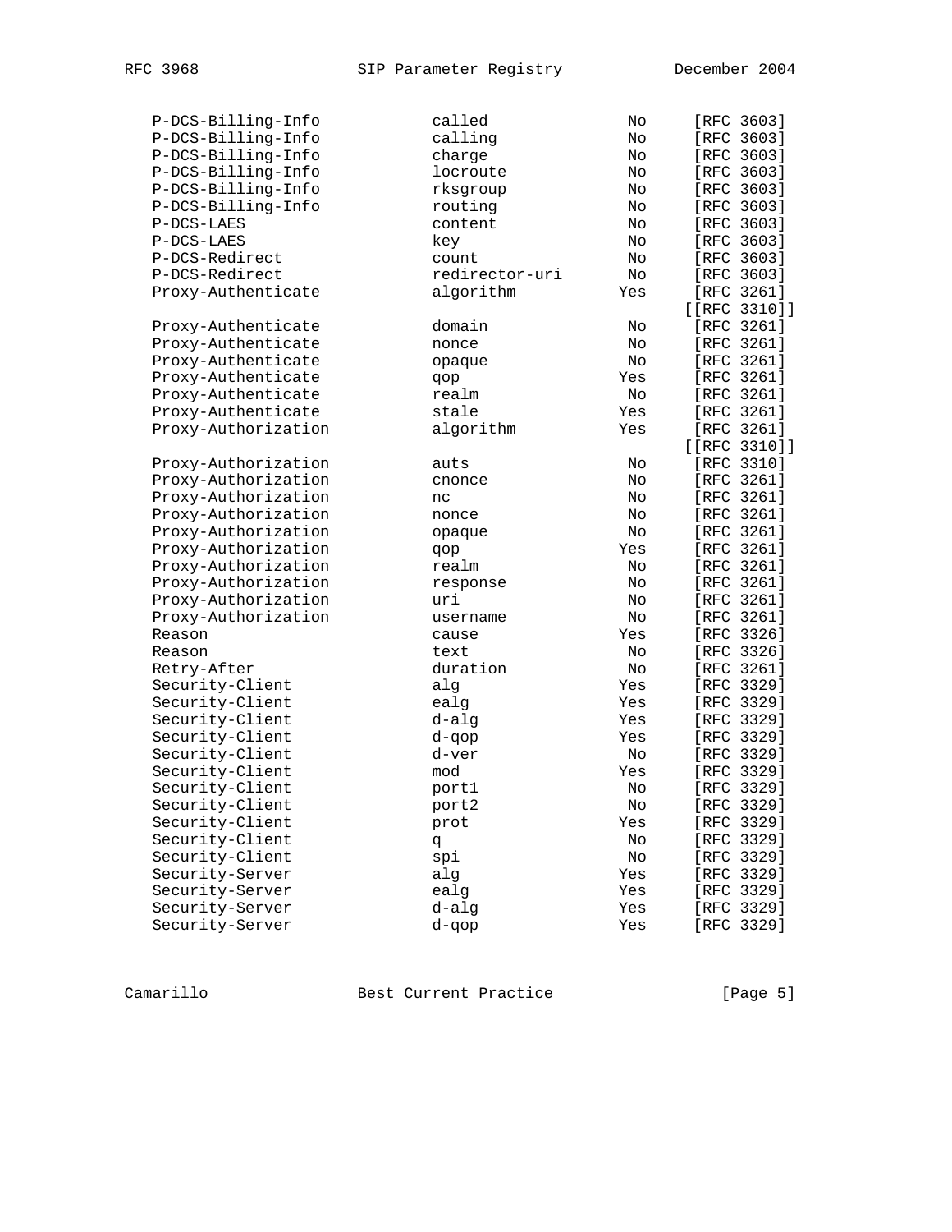| Header Field | Parameter Name | Predefined Values | Reference |
|---|---|---|---|
| P-DCS-Billing-Info | called | No | [RFC 3603] |
| P-DCS-Billing-Info | calling | No | [RFC 3603] |
| P-DCS-Billing-Info | charge | No | [RFC 3603] |
| P-DCS-Billing-Info | locroute | No | [RFC 3603] |
| P-DCS-Billing-Info | rksgroup | No | [RFC 3603] |
| P-DCS-Billing-Info | routing | No | [RFC 3603] |
| P-DCS-LAES | content | No | [RFC 3603] |
| P-DCS-LAES | key | No | [RFC 3603] |
| P-DCS-Redirect | count | No | [RFC 3603] |
| P-DCS-Redirect | redirector-uri | No | [RFC 3603] |
| Proxy-Authenticate | algorithm | Yes | [RFC 3261] [[RFC 3310]] |
| Proxy-Authenticate | domain | No | [RFC 3261] |
| Proxy-Authenticate | nonce | No | [RFC 3261] |
| Proxy-Authenticate | opaque | No | [RFC 3261] |
| Proxy-Authenticate | qop | Yes | [RFC 3261] |
| Proxy-Authenticate | realm | No | [RFC 3261] |
| Proxy-Authenticate | stale | Yes | [RFC 3261] |
| Proxy-Authorization | algorithm | Yes | [RFC 3261] [[RFC 3310]] |
| Proxy-Authorization | auts | No | [RFC 3310] |
| Proxy-Authorization | cnonce | No | [RFC 3261] |
| Proxy-Authorization | nc | No | [RFC 3261] |
| Proxy-Authorization | nonce | No | [RFC 3261] |
| Proxy-Authorization | opaque | No | [RFC 3261] |
| Proxy-Authorization | qop | Yes | [RFC 3261] |
| Proxy-Authorization | realm | No | [RFC 3261] |
| Proxy-Authorization | response | No | [RFC 3261] |
| Proxy-Authorization | uri | No | [RFC 3261] |
| Proxy-Authorization | username | No | [RFC 3261] |
| Reason | cause | Yes | [RFC 3326] |
| Reason | text | No | [RFC 3326] |
| Retry-After | duration | No | [RFC 3261] |
| Security-Client | alg | Yes | [RFC 3329] |
| Security-Client | ealg | Yes | [RFC 3329] |
| Security-Client | d-alg | Yes | [RFC 3329] |
| Security-Client | d-qop | Yes | [RFC 3329] |
| Security-Client | d-ver | No | [RFC 3329] |
| Security-Client | mod | Yes | [RFC 3329] |
| Security-Client | port1 | No | [RFC 3329] |
| Security-Client | port2 | No | [RFC 3329] |
| Security-Client | prot | Yes | [RFC 3329] |
| Security-Client | q | No | [RFC 3329] |
| Security-Client | spi | No | [RFC 3329] |
| Security-Server | alg | Yes | [RFC 3329] |
| Security-Server | ealg | Yes | [RFC 3329] |
| Security-Server | d-alg | Yes | [RFC 3329] |
| Security-Server | d-qop | Yes | [RFC 3329] |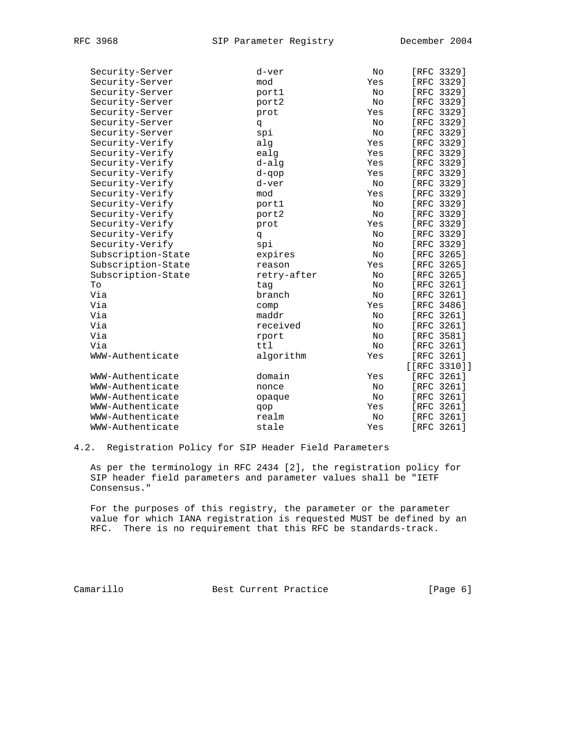| Header Field | Parameter Name | Predefined Values | Reference |
| --- | --- | --- | --- |
| Security-Server | d-ver | No | [RFC 3329] |
| Security-Server | mod | Yes | [RFC 3329] |
| Security-Server | port1 | No | [RFC 3329] |
| Security-Server | port2 | No | [RFC 3329] |
| Security-Server | prot | Yes | [RFC 3329] |
| Security-Server | q | No | [RFC 3329] |
| Security-Server | spi | No | [RFC 3329] |
| Security-Verify | alg | Yes | [RFC 3329] |
| Security-Verify | ealg | Yes | [RFC 3329] |
| Security-Verify | d-alg | Yes | [RFC 3329] |
| Security-Verify | d-qop | Yes | [RFC 3329] |
| Security-Verify | d-ver | No | [RFC 3329] |
| Security-Verify | mod | Yes | [RFC 3329] |
| Security-Verify | port1 | No | [RFC 3329] |
| Security-Verify | port2 | No | [RFC 3329] |
| Security-Verify | prot | Yes | [RFC 3329] |
| Security-Verify | q | No | [RFC 3329] |
| Security-Verify | spi | No | [RFC 3329] |
| Subscription-State | expires | No | [RFC 3265] |
| Subscription-State | reason | Yes | [RFC 3265] |
| Subscription-State | retry-after | No | [RFC 3265] |
| To | tag | No | [RFC 3261] |
| Via | branch | No | [RFC 3261] |
| Via | comp | Yes | [RFC 3486] |
| Via | maddr | No | [RFC 3261] |
| Via | received | No | [RFC 3261] |
| Via | rport | No | [RFC 3581] |
| Via | ttl | No | [RFC 3261] |
| WWW-Authenticate | algorithm | Yes | [RFC 3261] [[RFC 3310]] |
| WWW-Authenticate | domain | Yes | [RFC 3261] |
| WWW-Authenticate | nonce | No | [RFC 3261] |
| WWW-Authenticate | opaque | No | [RFC 3261] |
| WWW-Authenticate | qop | Yes | [RFC 3261] |
| WWW-Authenticate | realm | No | [RFC 3261] |
| WWW-Authenticate | stale | Yes | [RFC 3261] |

## 4.2. Registration Policy for SIP Header Field Parameters

As per the terminology in RFC 2434 [2], the registration policy for SIP header field parameters and parameter values shall be "IETF Consensus."

For the purposes of this registry, the parameter or the parameter value for which IANA registration is requested MUST be defined by an RFC. There is no requirement that this RFC be standards-track.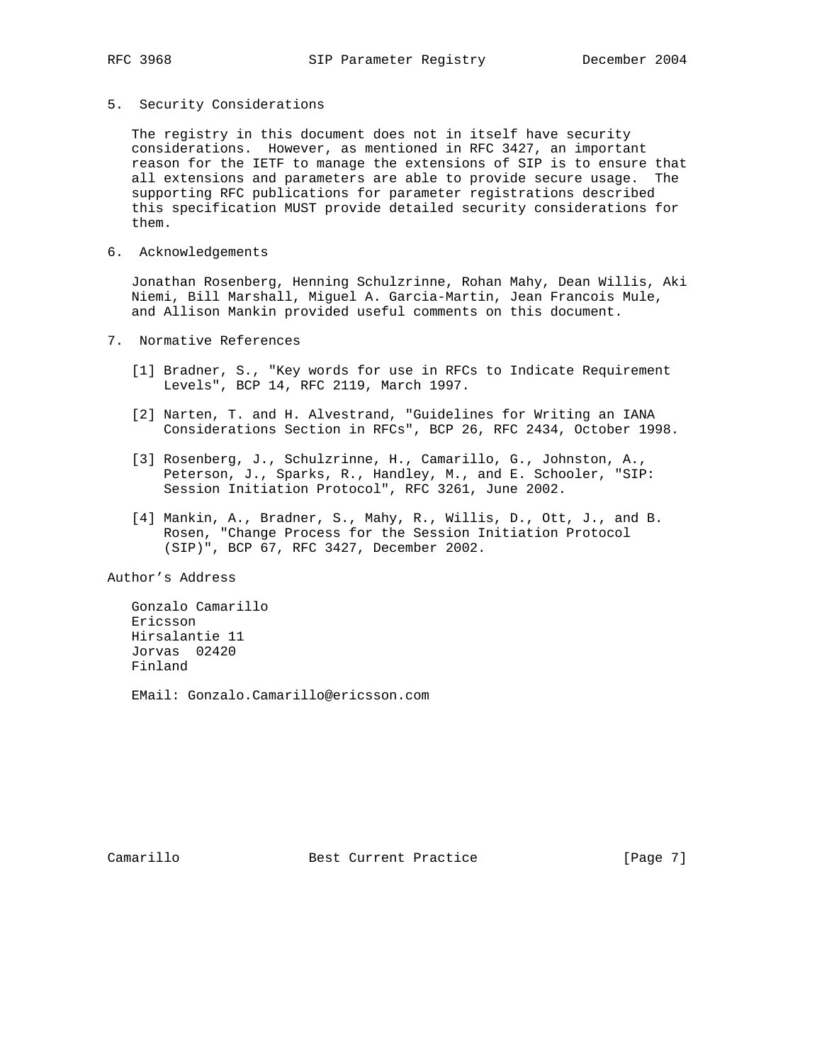## 5. Security Considerations

The registry in this document does not in itself have security considerations. However, as mentioned in RFC 3427, an important reason for the IETF to manage the extensions of SIP is to ensure that all extensions and parameters are able to provide secure usage. The supporting RFC publications for parameter registrations described this specification MUST provide detailed security considerations for them.

## 6. Acknowledgements

Jonathan Rosenberg, Henning Schulzrinne, Rohan Mahy, Dean Willis, Aki Niemi, Bill Marshall, Miguel A. Garcia-Martin, Jean Francois Mule, and Allison Mankin provided useful comments on this document.

## 7. Normative References

[1] Bradner, S., "Key words for use in RFCs to Indicate Requirement Levels", BCP 14, RFC 2119, March 1997.

[2] Narten, T. and H. Alvestrand, "Guidelines for Writing an IANA Considerations Section in RFCs", BCP 26, RFC 2434, October 1998.

[3] Rosenberg, J., Schulzrinne, H., Camarillo, G., Johnston, A., Peterson, J., Sparks, R., Handley, M., and E. Schooler, "SIP: Session Initiation Protocol", RFC 3261, June 2002.

[4] Mankin, A., Bradner, S., Mahy, R., Willis, D., Ott, J., and B. Rosen, "Change Process for the Session Initiation Protocol (SIP)", BCP 67, RFC 3427, December 2002.

## Author's Address

Gonzalo Camarillo
Ericsson
Hirsalantie 11
Jorvas 02420
Finland

EMail: Gonzalo.Camarillo@ericsson.com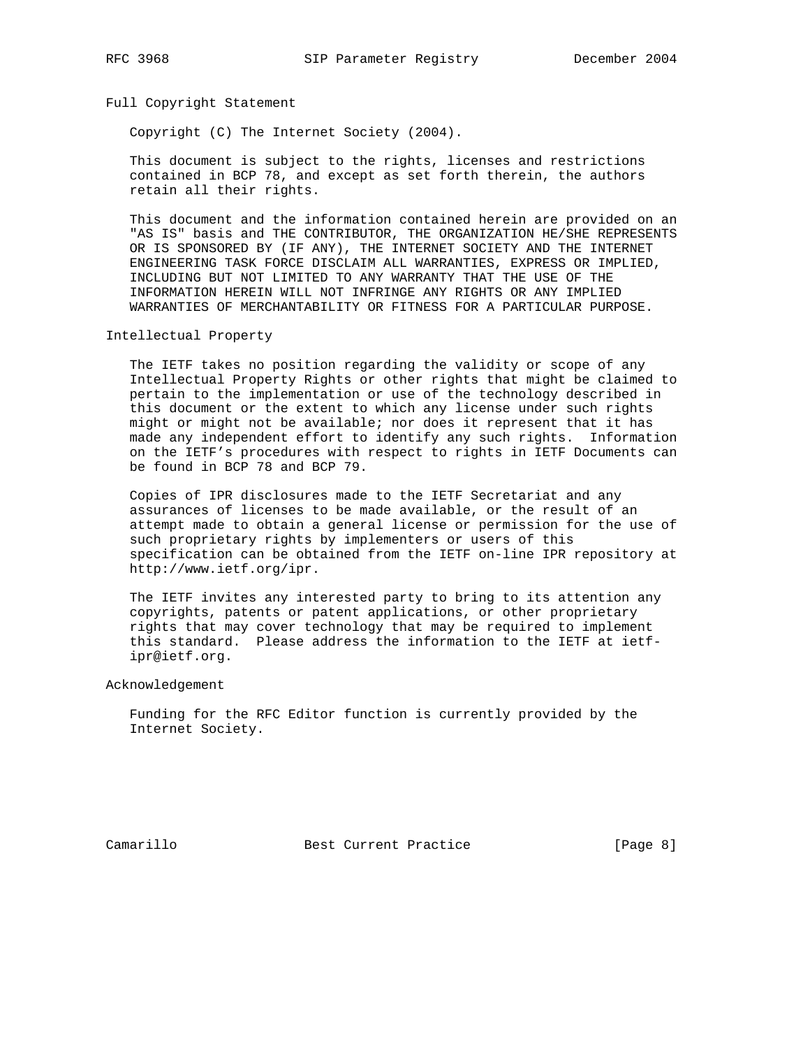## Full Copyright Statement

Copyright (C) The Internet Society (2004).

This document is subject to the rights, licenses and restrictions contained in BCP 78, and except as set forth therein, the authors retain all their rights.

This document and the information contained herein are provided on an "AS IS" basis and THE CONTRIBUTOR, THE ORGANIZATION HE/SHE REPRESENTS OR IS SPONSORED BY (IF ANY), THE INTERNET SOCIETY AND THE INTERNET ENGINEERING TASK FORCE DISCLAIM ALL WARRANTIES, EXPRESS OR IMPLIED, INCLUDING BUT NOT LIMITED TO ANY WARRANTY THAT THE USE OF THE INFORMATION HEREIN WILL NOT INFRINGE ANY RIGHTS OR ANY IMPLIED WARRANTIES OF MERCHANTABILITY OR FITNESS FOR A PARTICULAR PURPOSE.

## Intellectual Property

The IETF takes no position regarding the validity or scope of any Intellectual Property Rights or other rights that might be claimed to pertain to the implementation or use of the technology described in this document or the extent to which any license under such rights might or might not be available; nor does it represent that it has made any independent effort to identify any such rights. Information on the IETF's procedures with respect to rights in IETF Documents can be found in BCP 78 and BCP 79.

Copies of IPR disclosures made to the IETF Secretariat and any assurances of licenses to be made available, or the result of an attempt made to obtain a general license or permission for the use of such proprietary rights by implementers or users of this specification can be obtained from the IETF on-line IPR repository at http://www.ietf.org/ipr.

The IETF invites any interested party to bring to its attention any copyrights, patents or patent applications, or other proprietary rights that may cover technology that may be required to implement this standard. Please address the information to the IETF at ietf-ipr@ietf.org.

## Acknowledgement

Funding for the RFC Editor function is currently provided by the Internet Society.